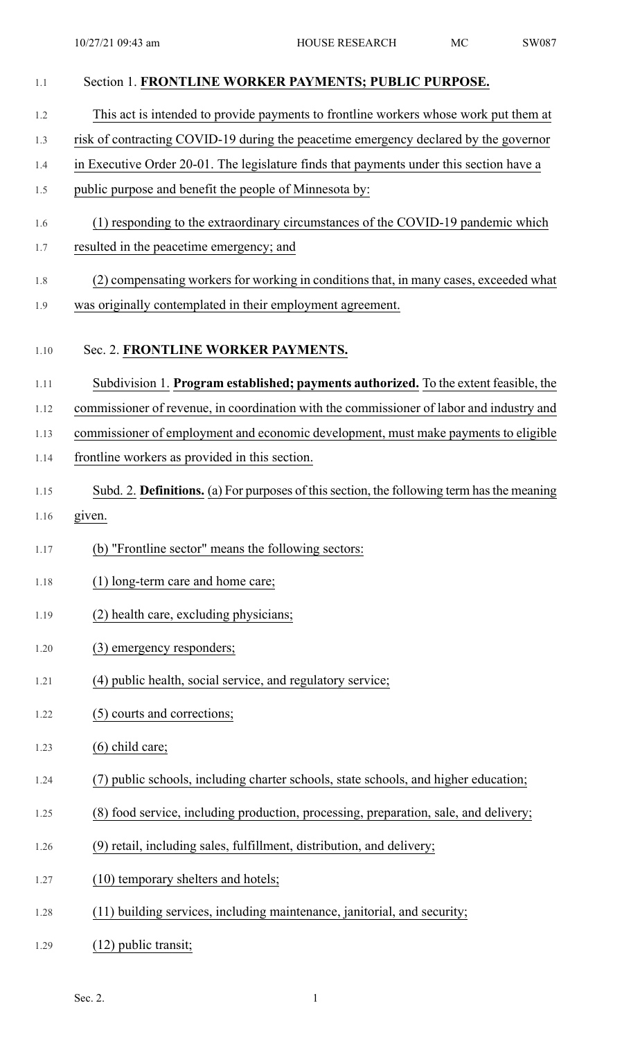## Section 1. FRONTLINE WORKER PAYMENTS; PUBLIC PURPOSE.

This act is intended to provide payments to frontline workers whose work put them at risk of contracting COVID-19 during the peacetime emergency declared by the governor in Executive Order 20-01. The legislature finds that payments under this section have a public purpose and benefit the people of Minnesota by:

(1) responding to the extraordinary circumstances of the COVID-19 pandemic which resulted in the peacetime emergency; and

(2) compensating workers for working in conditions that, in many cases, exceeded what was originally contemplated in their employment agreement.

## Sec. 2. FRONTLINE WORKER PAYMENTS.

Subdivision 1. **Program established; payments authorized.** To the extent feasible, the commissioner of revenue, in coordination with the commissioner of labor and industry and commissioner of employment and economic development, must make payments to eligible frontline workers as provided in this section.

Subd. 2. **Definitions.** (a) For purposes of this section, the following term has the meaning given.

(b) "Frontline sector" means the following sectors:

(1) long-term care and home care;

(2) health care, excluding physicians;

(3) emergency responders;

(4) public health, social service, and regulatory service;

(5) courts and corrections;

(6) child care;

(7) public schools, including charter schools, state schools, and higher education;

(8) food service, including production, processing, preparation, sale, and delivery;

(9) retail, including sales, fulfillment, distribution, and delivery;

(10) temporary shelters and hotels;

(11) building services, including maintenance, janitorial, and security;

(12) public transit;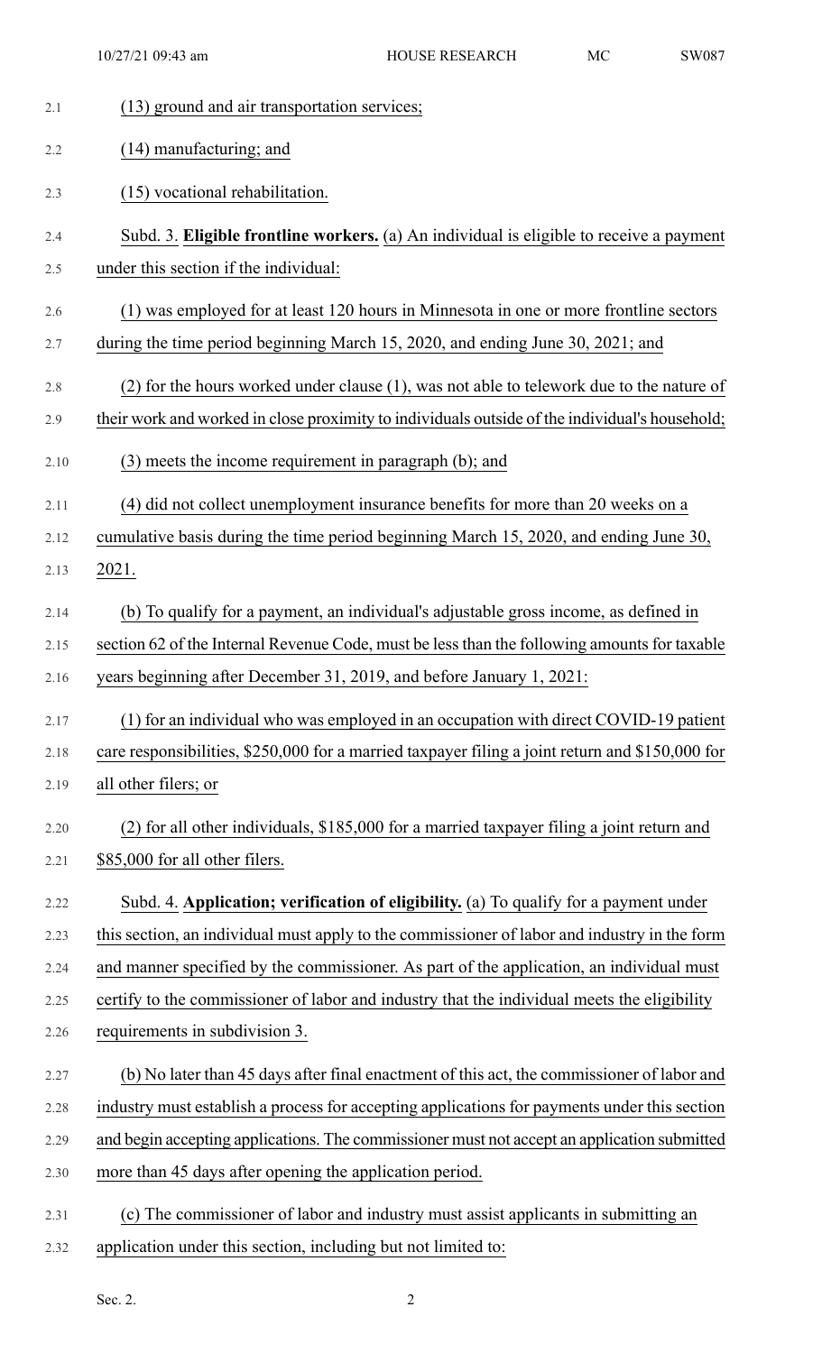(13) ground and air transportation services;

(14) manufacturing; and

(15) vocational rehabilitation.

Subd. 3. **Eligible frontline workers.** (a) An individual is eligible to receive a payment under this section if the individual:

(1) was employed for at least 120 hours in Minnesota in one or more frontline sectors during the time period beginning March 15, 2020, and ending June 30, 2021; and

(2) for the hours worked under clause (1), was not able to telework due to the nature of their work and worked in close proximity to individuals outside of the individual's household;

(3) meets the income requirement in paragraph (b); and

(4) did not collect unemployment insurance benefits for more than 20 weeks on a cumulative basis during the time period beginning March 15, 2020, and ending June 30, 2021.

(b) To qualify for a payment, an individual's adjustable gross income, as defined in section 62 of the Internal Revenue Code, must be less than the following amounts for taxable years beginning after December 31, 2019, and before January 1, 2021:

(1) for an individual who was employed in an occupation with direct COVID-19 patient care responsibilities, $250,000 for a married taxpayer filing a joint return and $150,000 for all other filers; or

(2) for all other individuals, $185,000 for a married taxpayer filing a joint return and $85,000 for all other filers.

Subd. 4. **Application; verification of eligibility.** (a) To qualify for a payment under this section, an individual must apply to the commissioner of labor and industry in the form and manner specified by the commissioner. As part of the application, an individual must certify to the commissioner of labor and industry that the individual meets the eligibility requirements in subdivision 3.

(b) No later than 45 days after final enactment of this act, the commissioner of labor and industry must establish a process for accepting applications for payments under this section and begin accepting applications. The commissioner must not accept an application submitted more than 45 days after opening the application period.

(c) The commissioner of labor and industry must assist applicants in submitting an application under this section, including but not limited to: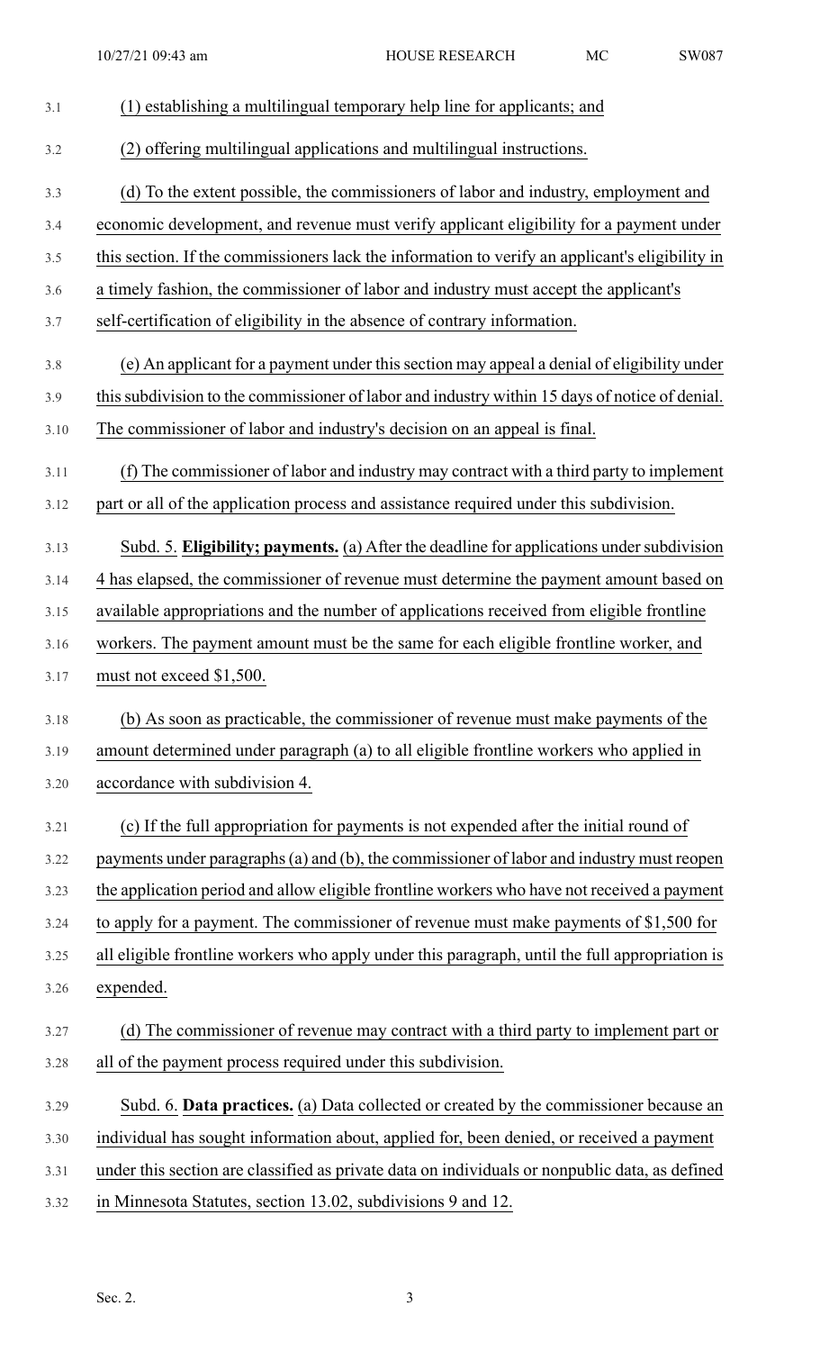(1) establishing a multilingual temporary help line for applicants; and

(2) offering multilingual applications and multilingual instructions.

(d) To the extent possible, the commissioners of labor and industry, employment and economic development, and revenue must verify applicant eligibility for a payment under this section. If the commissioners lack the information to verify an applicant's eligibility in a timely fashion, the commissioner of labor and industry must accept the applicant's self-certification of eligibility in the absence of contrary information.

(e) An applicant for a payment under this section may appeal a denial of eligibility under this subdivision to the commissioner of labor and industry within 15 days of notice of denial. The commissioner of labor and industry's decision on an appeal is final.

(f) The commissioner of labor and industry may contract with a third party to implement part or all of the application process and assistance required under this subdivision.

Subd. 5. **Eligibility; payments.** (a) After the deadline for applications under subdivision 4 has elapsed, the commissioner of revenue must determine the payment amount based on available appropriations and the number of applications received from eligible frontline workers. The payment amount must be the same for each eligible frontline worker, and must not exceed $1,500.

(b) As soon as practicable, the commissioner of revenue must make payments of the amount determined under paragraph (a) to all eligible frontline workers who applied in accordance with subdivision 4.

(c) If the full appropriation for payments is not expended after the initial round of payments under paragraphs (a) and (b), the commissioner of labor and industry must reopen the application period and allow eligible frontline workers who have not received a payment to apply for a payment. The commissioner of revenue must make payments of $1,500 for all eligible frontline workers who apply under this paragraph, until the full appropriation is expended.

(d) The commissioner of revenue may contract with a third party to implement part or all of the payment process required under this subdivision.

Subd. 6. **Data practices.** (a) Data collected or created by the commissioner because an individual has sought information about, applied for, been denied, or received a payment under this section are classified as private data on individuals or nonpublic data, as defined in Minnesota Statutes, section 13.02, subdivisions 9 and 12.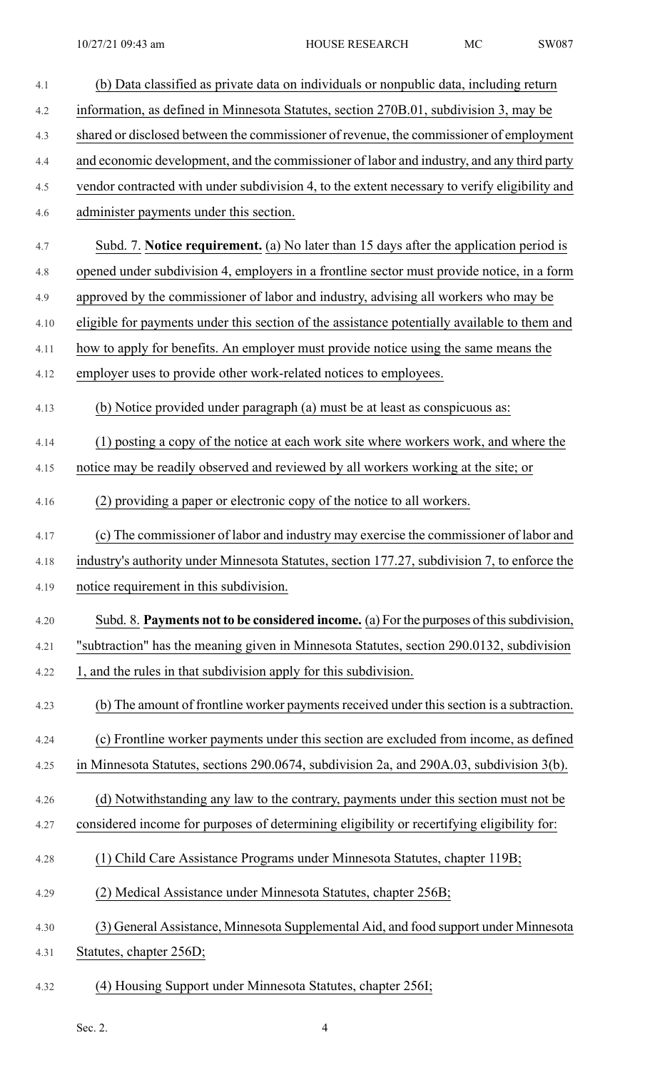(b) Data classified as private data on individuals or nonpublic data, including return information, as defined in Minnesota Statutes, section 270B.01, subdivision 3, may be shared or disclosed between the commissioner of revenue, the commissioner of employment and economic development, and the commissioner of labor and industry, and any third party vendor contracted with under subdivision 4, to the extent necessary to verify eligibility and administer payments under this section.

Subd. 7. **Notice requirement.** (a) No later than 15 days after the application period is opened under subdivision 4, employers in a frontline sector must provide notice, in a form approved by the commissioner of labor and industry, advising all workers who may be eligible for payments under this section of the assistance potentially available to them and how to apply for benefits. An employer must provide notice using the same means the employer uses to provide other work-related notices to employees.

(b) Notice provided under paragraph (a) must be at least as conspicuous as:

(1) posting a copy of the notice at each work site where workers work, and where the notice may be readily observed and reviewed by all workers working at the site; or

(2) providing a paper or electronic copy of the notice to all workers.

(c) The commissioner of labor and industry may exercise the commissioner of labor and industry's authority under Minnesota Statutes, section 177.27, subdivision 7, to enforce the notice requirement in this subdivision.

Subd. 8. **Payments not to be considered income.** (a) For the purposes of this subdivision, "subtraction" has the meaning given in Minnesota Statutes, section 290.0132, subdivision 1, and the rules in that subdivision apply for this subdivision.

(b) The amount of frontline worker payments received under this section is a subtraction.

(c) Frontline worker payments under this section are excluded from income, as defined in Minnesota Statutes, sections 290.0674, subdivision 2a, and 290A.03, subdivision 3(b).

(d) Notwithstanding any law to the contrary, payments under this section must not be considered income for purposes of determining eligibility or recertifying eligibility for:

(1) Child Care Assistance Programs under Minnesota Statutes, chapter 119B;

(2) Medical Assistance under Minnesota Statutes, chapter 256B;

(3) General Assistance, Minnesota Supplemental Aid, and food support under Minnesota Statutes, chapter 256D;

(4) Housing Support under Minnesota Statutes, chapter 256I;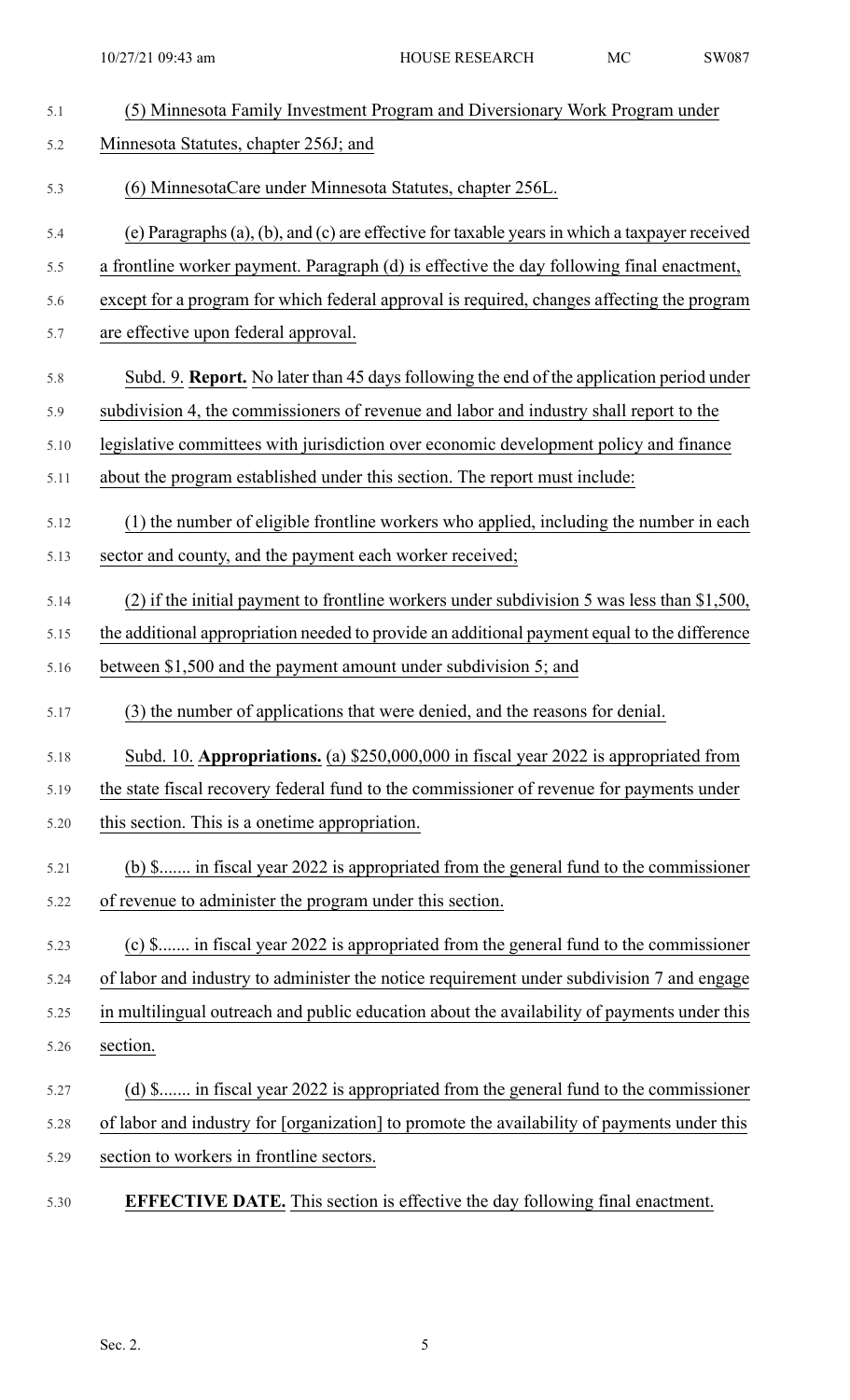(5) Minnesota Family Investment Program and Diversionary Work Program under Minnesota Statutes, chapter 256J; and

(6) MinnesotaCare under Minnesota Statutes, chapter 256L.

(e) Paragraphs (a), (b), and (c) are effective for taxable years in which a taxpayer received a frontline worker payment. Paragraph (d) is effective the day following final enactment, except for a program for which federal approval is required, changes affecting the program are effective upon federal approval.

Subd. 9. **Report.** No later than 45 days following the end of the application period under subdivision 4, the commissioners of revenue and labor and industry shall report to the legislative committees with jurisdiction over economic development policy and finance about the program established under this section. The report must include:

(1) the number of eligible frontline workers who applied, including the number in each sector and county, and the payment each worker received;

(2) if the initial payment to frontline workers under subdivision 5 was less than $1,500, the additional appropriation needed to provide an additional payment equal to the difference between $1,500 and the payment amount under subdivision 5; and

(3) the number of applications that were denied, and the reasons for denial.

Subd. 10. **Appropriations.** (a) $250,000,000 in fiscal year 2022 is appropriated from the state fiscal recovery federal fund to the commissioner of revenue for payments under this section. This is a onetime appropriation.

(b) $....... in fiscal year 2022 is appropriated from the general fund to the commissioner of revenue to administer the program under this section.

(c) $....... in fiscal year 2022 is appropriated from the general fund to the commissioner of labor and industry to administer the notice requirement under subdivision 7 and engage in multilingual outreach and public education about the availability of payments under this section.

(d) $....... in fiscal year 2022 is appropriated from the general fund to the commissioner of labor and industry for [organization] to promote the availability of payments under this section to workers in frontline sectors.

**EFFECTIVE DATE.** This section is effective the day following final enactment.